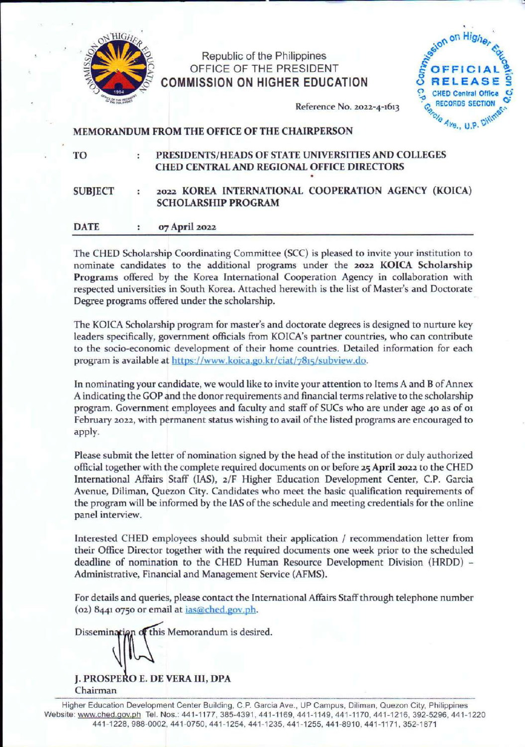Republic of the Philippines
OFFICE OF THE PRESIDENT
**COMMISSION ON HIGHER EDUCATION**

Reference No. 2022-4-1613

**MEMORANDUM FROM THE OFFICE OF THE CHAIRPERSON**

| | | |
|---|---|---|
| **TO** | : | **PRESIDENTS/HEADS OF STATE UNIVERSITIES AND COLLEGES CHED CENTRAL AND REGIONAL OFFICE DIRECTORS** |
| **SUBJECT** | : | **2022 KOREA INTERNATIONAL COOPERATION AGENCY (KOICA) SCHOLARSHIP PROGRAM** |
| **DATE** | : | **07 April 2022** |

The CHED Scholarship Coordinating Committee (SCC) is pleased to invite your institution to nominate candidates to the additional programs under the **2022 KOICA Scholarship Programs** offered by the Korea International Cooperation Agency in collaboration with respected universities in South Korea. Attached herewith is the list of Master's and Doctorate Degree programs offered under the scholarship.

The KOICA Scholarship program for master's and doctorate degrees is designed to nurture key leaders specifically, government officials from KOICA's partner countries, who can contribute to the socio-economic development of their home countries. Detailed information for each program is available at https://www.koica.go.kr/ciat/7815/subview.do.

In nominating your candidate, we would like to invite your attention to Items A and B of Annex A indicating the GOP and the donor requirements and financial terms relative to the scholarship program. Government employees and faculty and staff of SUCs who are under age 40 as of 01 February 2022, with permanent status wishing to avail of the listed programs are encouraged to apply.

Please submit the letter of nomination signed by the head of the institution or duly authorized official together with the complete required documents on or before **25 April 2022** to the CHED International Affairs Staff (IAS), 2/F Higher Education Development Center, C.P. Garcia Avenue, Diliman, Quezon City. Candidates who meet the basic qualification requirements of the program will be informed by the IAS of the schedule and meeting credentials for the online panel interview.

Interested CHED employees should submit their application / recommendation letter from their Office Director together with the required documents one week prior to the scheduled deadline of nomination to the CHED Human Resource Development Division (HRDD) – Administrative, Financial and Management Service (AFMS).

For details and queries, please contact the International Affairs Staff through telephone number (02) 8441 0750 or email at ias@ched.gov.ph.

Dissemination of this Memorandum is desired.

**J. PROSPERO E. DE VERA III, DPA**
Chairman

Higher Education Development Center Building, C.P. Garcia Ave., UP Campus, Diliman, Quezon City, Philippines
Website: www.ched.gov.ph Tel. Nos.: 441-1177, 385-4391, 441-1169, 441-1149, 441-1170, 441-1216, 392-5296, 441-1220 441-1228, 988-0002, 441-0750, 441-1254, 441-1235, 441-1255, 441-8910, 441-1171, 352-1871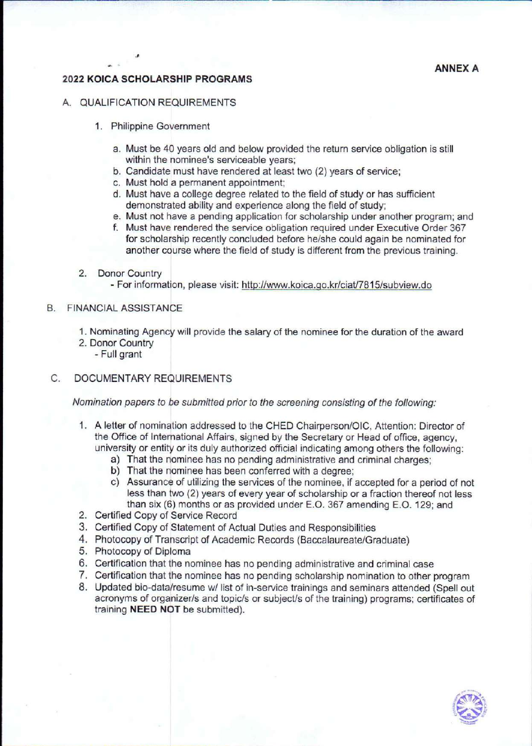**ANNEX A**

## 2022 KOICA SCHOLARSHIP PROGRAMS

A. QUALIFICATION REQUIREMENTS

1. Philippine Government

   a. Must be 40 years old and below provided the return service obligation is still within the nominee's serviceable years;
   b. Candidate must have rendered at least two (2) years of service;
   c. Must hold a permanent appointment;
   d. Must have a college degree related to the field of study or has sufficient demonstrated ability and experience along the field of study;
   e. Must not have a pending application for scholarship under another program; and
   f. Must have rendered the service obligation required under Executive Order 367 for scholarship recently concluded before he/she could again be nominated for another course where the field of study is different from the previous training.

2. Donor Country
   - For information, please visit: http://www.koica.go.kr/ciat/7815/subview.do

B. FINANCIAL ASSISTANCE

1. Nominating Agency will provide the salary of the nominee for the duration of the award
2. Donor Country
   - Full grant

C. DOCUMENTARY REQUIREMENTS

*Nomination papers to be submitted prior to the screening consisting of the following:*

1. A letter of nomination addressed to the CHED Chairperson/OIC, Attention: Director of the Office of International Affairs, signed by the Secretary or Head of office, agency, university or entity or its duly authorized official indicating among others the following:
   a) That the nominee has no pending administrative and criminal charges;
   b) That the nominee has been conferred with a degree;
   c) Assurance of utilizing the services of the nominee, if accepted for a period of not less than two (2) years of every year of scholarship or a fraction thereof not less than six (6) months or as provided under E.O. 367 amending E.O. 129; and
2. Certified Copy of Service Record
3. Certified Copy of Statement of Actual Duties and Responsibilities
4. Photocopy of Transcript of Academic Records (Baccalaureate/Graduate)
5. Photocopy of Diploma
6. Certification that the nominee has no pending administrative and criminal case
7. Certification that the nominee has no pending scholarship nomination to other program
8. Updated bio-data/resume w/ list of in-service trainings and seminars attended (Spell out acronyms of organizer/s and topic/s or subject/s of the training) programs; certificates of training **NEED NOT** be submitted).